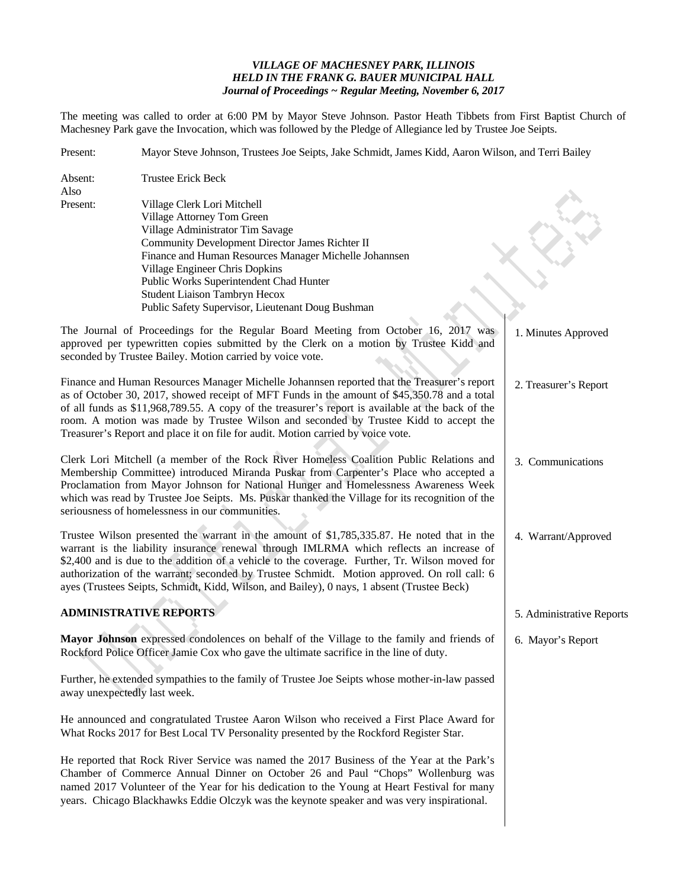***VILLAGE OF MACHESNEY PARK, ILLINOIS***
***HELD IN THE FRANK G. BAUER MUNICIPAL HALL***
***Journal of Proceedings ~ Regular Meeting, November 6, 2017***

The meeting was called to order at 6:00 PM by Mayor Steve Johnson. Pastor Heath Tibbets from First Baptist Church of Machesney Park gave the Invocation, which was followed by the Pledge of Allegiance led by Trustee Joe Seipts.

Present: Mayor Steve Johnson, Trustees Joe Seipts, Jake Schmidt, James Kidd, Aaron Wilson, and Terri Bailey

Absent: Trustee Erick Beck

Also Present:
Village Clerk Lori Mitchell
Village Attorney Tom Green
Village Administrator Tim Savage
Community Development Director James Richter II
Finance and Human Resources Manager Michelle Johannsen
Village Engineer Chris Dopkins
Public Works Superintendent Chad Hunter
Student Liaison Tambryn Hecox
Public Safety Supervisor, Lieutenant Doug Bushman

1. Minutes Approved

The Journal of Proceedings for the Regular Board Meeting from October 16, 2017 was approved per typewritten copies submitted by the Clerk on a motion by Trustee Kidd and seconded by Trustee Bailey. Motion carried by voice vote.

2. Treasurer's Report

Finance and Human Resources Manager Michelle Johannsen reported that the Treasurer's report as of October 30, 2017, showed receipt of MFT Funds in the amount of $45,350.78 and a total of all funds as $11,968,789.55. A copy of the treasurer's report is available at the back of the room. A motion was made by Trustee Wilson and seconded by Trustee Kidd to accept the Treasurer's Report and place it on file for audit. Motion carried by voice vote.

3. Communications

Clerk Lori Mitchell (a member of the Rock River Homeless Coalition Public Relations and Membership Committee) introduced Miranda Puskar from Carpenter's Place who accepted a Proclamation from Mayor Johnson for National Hunger and Homelessness Awareness Week which was read by Trustee Joe Seipts. Ms. Puskar thanked the Village for its recognition of the seriousness of homelessness in our communities.

4. Warrant/Approved

Trustee Wilson presented the warrant in the amount of $1,785,335.87. He noted that in the warrant is the liability insurance renewal through IMLRMA which reflects an increase of $2,400 and is due to the addition of a vehicle to the coverage. Further, Tr. Wilson moved for authorization of the warrant; seconded by Trustee Schmidt. Motion approved. On roll call: 6 ayes (Trustees Seipts, Schmidt, Kidd, Wilson, and Bailey), 0 nays, 1 absent (Trustee Beck)

## ADMINISTRATIVE REPORTS

5. Administrative Reports

6. Mayor's Report

**Mayor Johnson** expressed condolences on behalf of the Village to the family and friends of Rockford Police Officer Jamie Cox who gave the ultimate sacrifice in the line of duty.

Further, he extended sympathies to the family of Trustee Joe Seipts whose mother-in-law passed away unexpectedly last week.

He announced and congratulated Trustee Aaron Wilson who received a First Place Award for What Rocks 2017 for Best Local TV Personality presented by the Rockford Register Star.

He reported that Rock River Service was named the 2017 Business of the Year at the Park's Chamber of Commerce Annual Dinner on October 26 and Paul "Chops" Wollenburg was named 2017 Volunteer of the Year for his dedication to the Young at Heart Festival for many years. Chicago Blackhawks Eddie Olczyk was the keynote speaker and was very inspirational.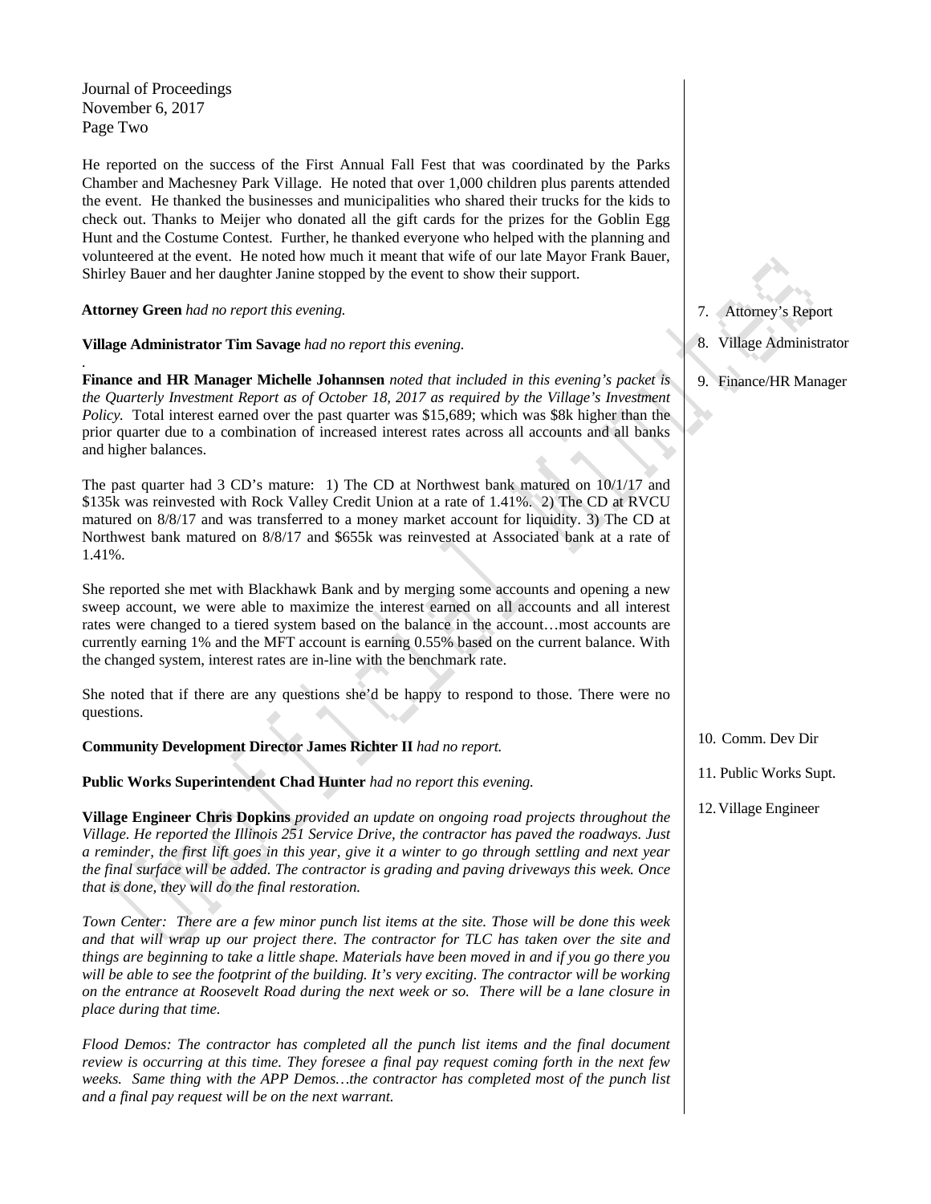He reported on the success of the First Annual Fall Fest that was coordinated by the Parks Chamber and Machesney Park Village. He noted that over 1,000 children plus parents attended the event. He thanked the businesses and municipalities who shared their trucks for the kids to check out. Thanks to Meijer who donated all the gift cards for the prizes for the Goblin Egg Hunt and the Costume Contest. Further, he thanked everyone who helped with the planning and volunteered at the event. He noted how much it meant that wife of our late Mayor Frank Bauer, Shirley Bauer and her daughter Janine stopped by the event to show their support.

7. Attorney's Report

**Attorney Green** *had no report this evening.*

8. Village Administrator

**Village Administrator Tim Savage** *had no report this evening.*

9. Finance/HR Manager

**Finance and HR Manager Michelle Johannsen** *noted that included in this evening's packet is the Quarterly Investment Report as of October 18, 2017 as required by the Village's Investment Policy.* Total interest earned over the past quarter was $15,689; which was $8k higher than the prior quarter due to a combination of increased interest rates across all accounts and all banks and higher balances.

The past quarter had 3 CD's mature: 1) The CD at Northwest bank matured on 10/1/17 and $135k was reinvested with Rock Valley Credit Union at a rate of 1.41%. 2) The CD at RVCU matured on 8/8/17 and was transferred to a money market account for liquidity. 3) The CD at Northwest bank matured on 8/8/17 and $655k was reinvested at Associated bank at a rate of 1.41%.

She reported she met with Blackhawk Bank and by merging some accounts and opening a new sweep account, we were able to maximize the interest earned on all accounts and all interest rates were changed to a tiered system based on the balance in the account…most accounts are currently earning 1% and the MFT account is earning 0.55% based on the current balance. With the changed system, interest rates are in-line with the benchmark rate.

She noted that if there are any questions she'd be happy to respond to those. There were no questions.

10. Comm. Dev Dir

**Community Development Director James Richter II** *had no report.*

11. Public Works Supt.

**Public Works Superintendent Chad Hunter** *had no report this evening.*

12. Village Engineer

**Village Engineer Chris Dopkins** *provided an update on ongoing road projects throughout the Village. He reported the Illinois 251 Service Drive, the contractor has paved the roadways. Just a reminder, the first lift goes in this year, give it a winter to go through settling and next year the final surface will be added. The contractor is grading and paving driveways this week. Once that is done, they will do the final restoration.*

*Town Center: There are a few minor punch list items at the site. Those will be done this week and that will wrap up our project there. The contractor for TLC has taken over the site and things are beginning to take a little shape. Materials have been moved in and if you go there you will be able to see the footprint of the building. It's very exciting. The contractor will be working on the entrance at Roosevelt Road during the next week or so. There will be a lane closure in place during that time.*

*Flood Demos: The contractor has completed all the punch list items and the final document review is occurring at this time. They foresee a final pay request coming forth in the next few weeks. Same thing with the APP Demos…the contractor has completed most of the punch list and a final pay request will be on the next warrant.*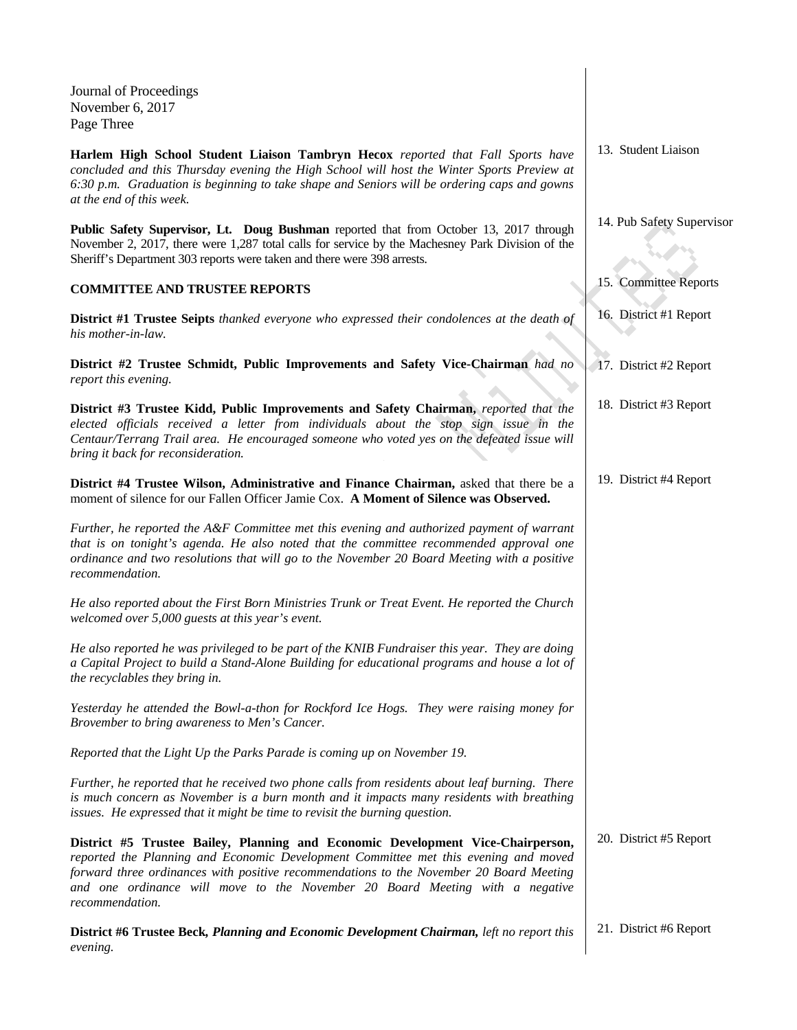Journal of Proceedings
November 6, 2017
Page Three

13. Student Liaison

**Harlem High School Student Liaison Tambryn Hecox** *reported that Fall Sports have concluded and this Thursday evening the High School will host the Winter Sports Preview at 6:30 p.m. Graduation is beginning to take shape and Seniors will be ordering caps and gowns at the end of this week.*

14. Pub Safety Supervisor

**Public Safety Supervisor, Lt. Doug Bushman** reported that from October 13, 2017 through November 2, 2017, there were 1,287 total calls for service by the Machesney Park Division of the Sheriff's Department 303 reports were taken and there were 398 arrests.

15. Committee Reports

**COMMITTEE AND TRUSTEE REPORTS**

16. District #1 Report

**District #1 Trustee Seipts** *thanked everyone who expressed their condolences at the death of his mother-in-law.*

17. District #2 Report

**District #2 Trustee Schmidt, Public Improvements and Safety Vice-Chairman** *had no report this evening.*

18. District #3 Report

**District #3 Trustee Kidd, Public Improvements and Safety Chairman,** *reported that the elected officials received a letter from individuals about the stop sign issue in the Centaur/Terrang Trail area. He encouraged someone who voted yes on the defeated issue will bring it back for reconsideration.*

19. District #4 Report

**District #4 Trustee Wilson, Administrative and Finance Chairman,** asked that there be a moment of silence for our Fallen Officer Jamie Cox. **A Moment of Silence was Observed.**

*Further, he reported the A&F Committee met this evening and authorized payment of warrant that is on tonight's agenda. He also noted that the committee recommended approval one ordinance and two resolutions that will go to the November 20 Board Meeting with a positive recommendation.*

*He also reported about the First Born Ministries Trunk or Treat Event. He reported the Church welcomed over 5,000 guests at this year's event.*

*He also reported he was privileged to be part of the KNIB Fundraiser this year. They are doing a Capital Project to build a Stand-Alone Building for educational programs and house a lot of the recyclables they bring in.*

*Yesterday he attended the Bowl-a-thon for Rockford Ice Hogs. They were raising money for Brovember to bring awareness to Men's Cancer.*

*Reported that the Light Up the Parks Parade is coming up on November 19.*

*Further, he reported that he received two phone calls from residents about leaf burning. There is much concern as November is a burn month and it impacts many residents with breathing issues. He expressed that it might be time to revisit the burning question.*

20. District #5 Report

**District #5 Trustee Bailey, Planning and Economic Development Vice-Chairperson,** *reported the Planning and Economic Development Committee met this evening and moved forward three ordinances with positive recommendations to the November 20 Board Meeting and one ordinance will move to the November 20 Board Meeting with a negative recommendation.*

21. District #6 Report

**District #6 Trustee Beck, *Planning and Economic Development Chairman,*** *left no report this evening.*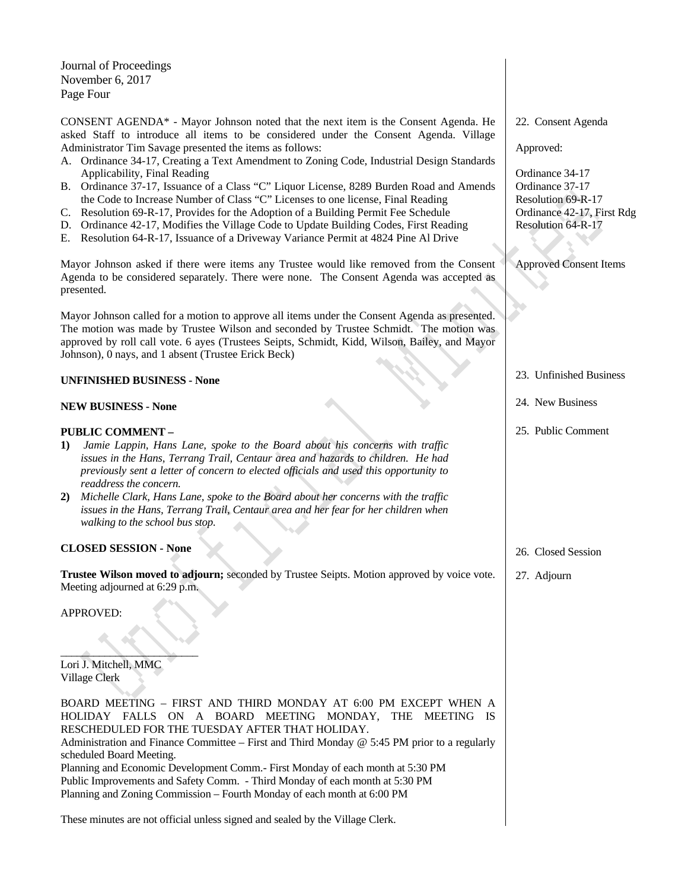Journal of Proceedings
November 6, 2017
Page Four

22. Consent Agenda

CONSENT AGENDA* - Mayor Johnson noted that the next item is the Consent Agenda. He asked Staff to introduce all items to be considered under the Consent Agenda. Village Administrator Tim Savage presented the items as follows:

A. Ordinance 34-17, Creating a Text Amendment to Zoning Code, Industrial Design Standards Applicability, Final Reading
B. Ordinance 37-17, Issuance of a Class "C" Liquor License, 8289 Burden Road and Amends the Code to Increase Number of Class "C" Licenses to one license, Final Reading
C. Resolution 69-R-17, Provides for the Adoption of a Building Permit Fee Schedule
D. Ordinance 42-17, Modifies the Village Code to Update Building Codes, First Reading
E. Resolution 64-R-17, Issuance of a Driveway Variance Permit at 4824 Pine Al Drive

Approved:

Ordinance 34-17
Ordinance 37-17
Resolution 69-R-17
Ordinance 42-17, First Rdg
Resolution 64-R-17

Mayor Johnson asked if there were items any Trustee would like removed from the Consent Agenda to be considered separately. There were none. The Consent Agenda was accepted as presented.

Approved Consent Items

Mayor Johnson called for a motion to approve all items under the Consent Agenda as presented. The motion was made by Trustee Wilson and seconded by Trustee Schmidt. The motion was approved by roll call vote. 6 ayes (Trustees Seipts, Schmidt, Kidd, Wilson, Bailey, and Mayor Johnson), 0 nays, and 1 absent (Trustee Erick Beck)

23. Unfinished Business

**UNFINISHED BUSINESS - None**

24. New Business

**NEW BUSINESS - None**

25. Public Comment

**PUBLIC COMMENT –**

1) *Jamie Lappin, Hans Lane, spoke to the Board about his concerns with traffic issues in the Hans, Terrang Trail, Centaur area and hazards to children. He had previously sent a letter of concern to elected officials and used this opportunity to readdress the concern.*
2) *Michelle Clark, Hans Lane, spoke to the Board about her concerns with the traffic issues in the Hans, Terrang Trail, Centaur area and her fear for her children when walking to the school bus stop.*

26. Closed Session

**CLOSED SESSION - None**

27. Adjourn

**Trustee Wilson moved to adjourn;** seconded by Trustee Seipts. Motion approved by voice vote. Meeting adjourned at 6:29 p.m.

APPROVED:

_________________________
Lori J. Mitchell, MMC
Village Clerk

BOARD MEETING – FIRST AND THIRD MONDAY AT 6:00 PM EXCEPT WHEN A HOLIDAY FALLS ON A BOARD MEETING MONDAY, THE MEETING IS RESCHEDULED FOR THE TUESDAY AFTER THAT HOLIDAY.
Administration and Finance Committee – First and Third Monday @ 5:45 PM prior to a regularly scheduled Board Meeting.
Planning and Economic Development Comm.- First Monday of each month at 5:30 PM
Public Improvements and Safety Comm. - Third Monday of each month at 5:30 PM
Planning and Zoning Commission – Fourth Monday of each month at 6:00 PM

These minutes are not official unless signed and sealed by the Village Clerk.